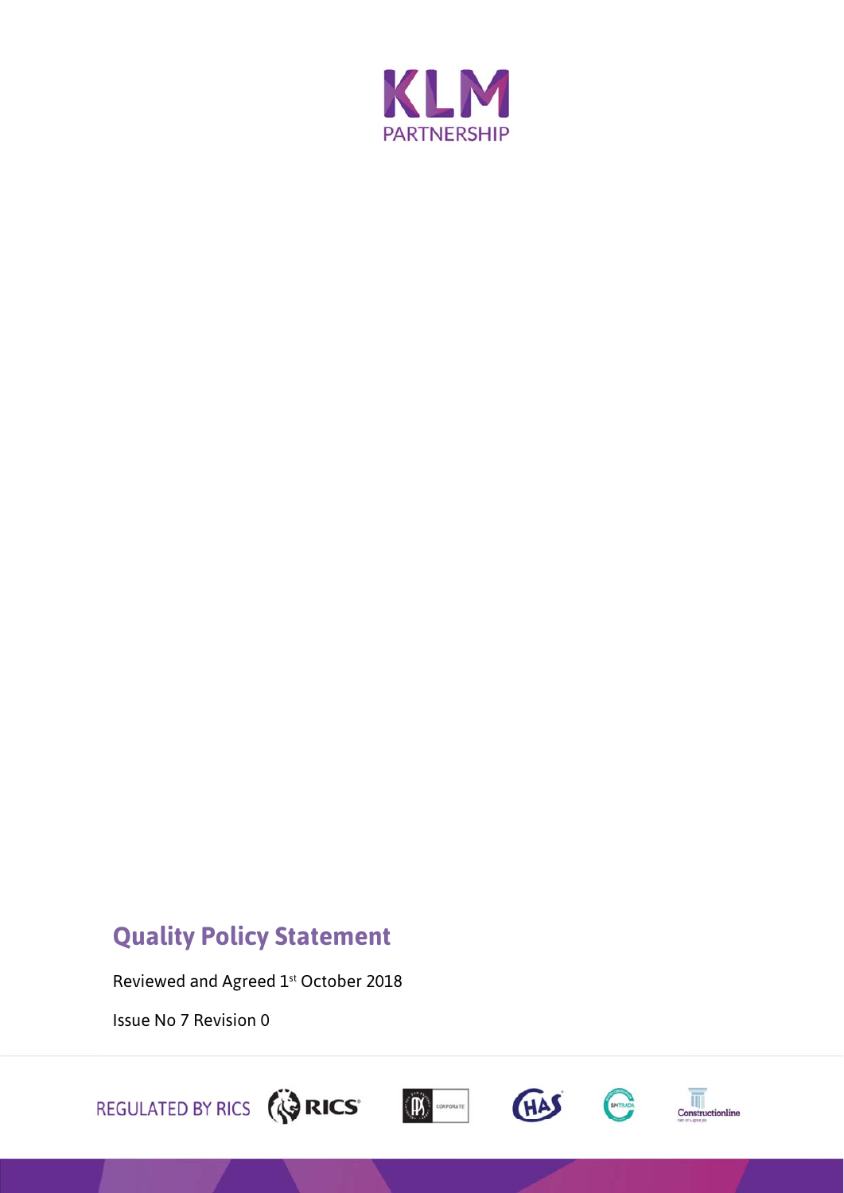KLM
PARTNERSHIP

# Quality Policy Statement

Reviewed and Agreed 1st October 2018

Issue No 7 Revision 0

REGULATED BY RICS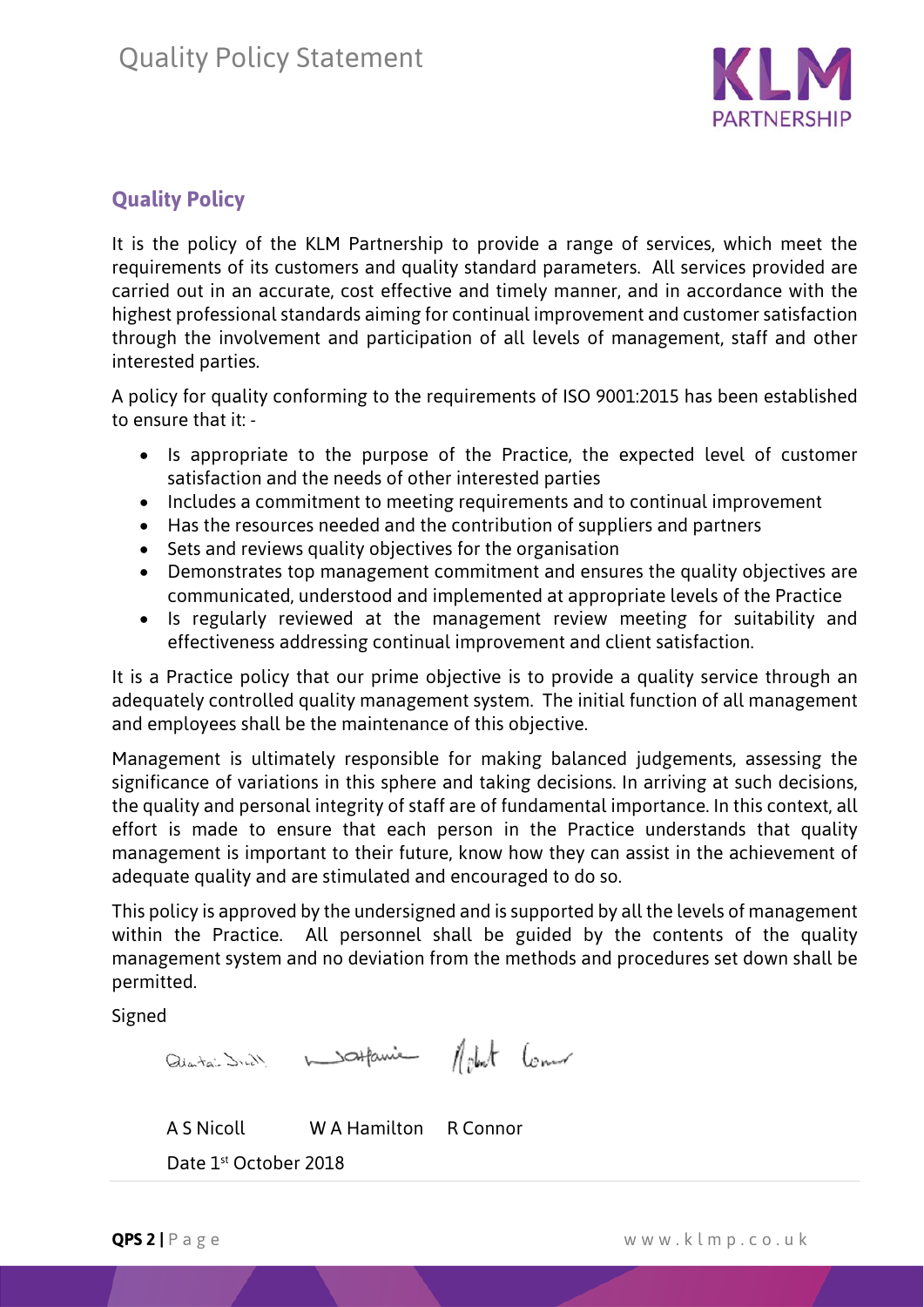# Quality Policy Statement

## Quality Policy

It is the policy of the KLM Partnership to provide a range of services, which meet the requirements of its customers and quality standard parameters. All services provided are carried out in an accurate, cost effective and timely manner, and in accordance with the highest professional standards aiming for continual improvement and customer satisfaction through the involvement and participation of all levels of management, staff and other interested parties.

A policy for quality conforming to the requirements of ISO 9001:2015 has been established to ensure that it: -

- Is appropriate to the purpose of the Practice, the expected level of customer satisfaction and the needs of other interested parties
- Includes a commitment to meeting requirements and to continual improvement
- Has the resources needed and the contribution of suppliers and partners
- Sets and reviews quality objectives for the organisation
- Demonstrates top management commitment and ensures the quality objectives are communicated, understood and implemented at appropriate levels of the Practice
- Is regularly reviewed at the management review meeting for suitability and effectiveness addressing continual improvement and client satisfaction.

It is a Practice policy that our prime objective is to provide a quality service through an adequately controlled quality management system. The initial function of all management and employees shall be the maintenance of this objective.

Management is ultimately responsible for making balanced judgements, assessing the significance of variations in this sphere and taking decisions. In arriving at such decisions, the quality and personal integrity of staff are of fundamental importance. In this context, all effort is made to ensure that each person in the Practice understands that quality management is important to their future, know how they can assist in the achievement of adequate quality and are stimulated and encouraged to do so.

This policy is approved by the undersigned and is supported by all the levels of management within the Practice. All personnel shall be guided by the contents of the quality management system and no deviation from the methods and procedures set down shall be permitted.

Signed

A S Nicoll    W A Hamilton    R Connor

Date 1st October 2018